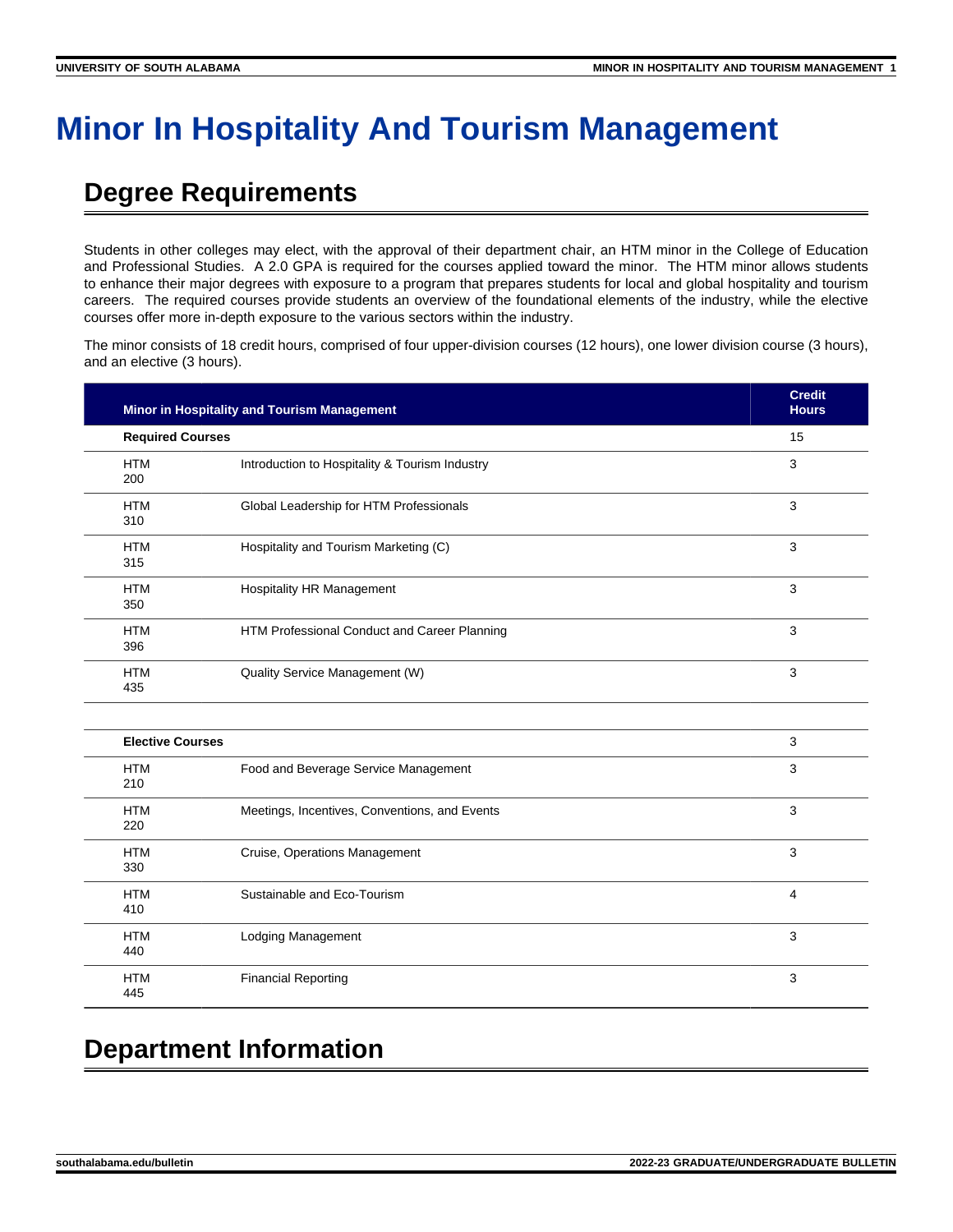# Minor In Hospitality And Tourism Management

## Degree Requirements

Students in other colleges may elect, with the approval of their department chair, an HTM minor in the College of Education and Professional Studies. A 2.0 GPA is required for the courses applied toward the minor. The HTM minor allows students to enhance their major degrees with exposure to a program that prepares students for local and global hospitality and tourism careers. The required courses provide students an overview of the foundational elements of the industry, while the elective courses offer more in-depth exposure to the various sectors within the industry.

The minor consists of 18 credit hours, comprised of four upper-division courses (12 hours), one lower division course (3 hours), and an elective (3 hours).

| Minor in Hospitality and Tourism Management | | Credit Hours |
|---|---|---|
| **Required Courses** | | 15 |
| HTM 200 | Introduction to Hospitality & Tourism Industry | 3 |
| HTM 310 | Global Leadership for HTM Professionals | 3 |
| HTM 315 | Hospitality and Tourism Marketing (C) | 3 |
| HTM 350 | Hospitality HR Management | 3 |
| HTM 396 | HTM Professional Conduct and Career Planning | 3 |
| HTM 435 | Quality Service Management (W) | 3 |
| | | |
| **Elective Courses** | | 3 |
| HTM 210 | Food and Beverage Service Management | 3 |
| HTM 220 | Meetings, Incentives, Conventions, and Events | 3 |
| HTM 330 | Cruise, Operations Management | 3 |
| HTM 410 | Sustainable and Eco-Tourism | 4 |
| HTM 440 | Lodging Management | 3 |
| HTM 445 | Financial Reporting | 3 |

## Department Information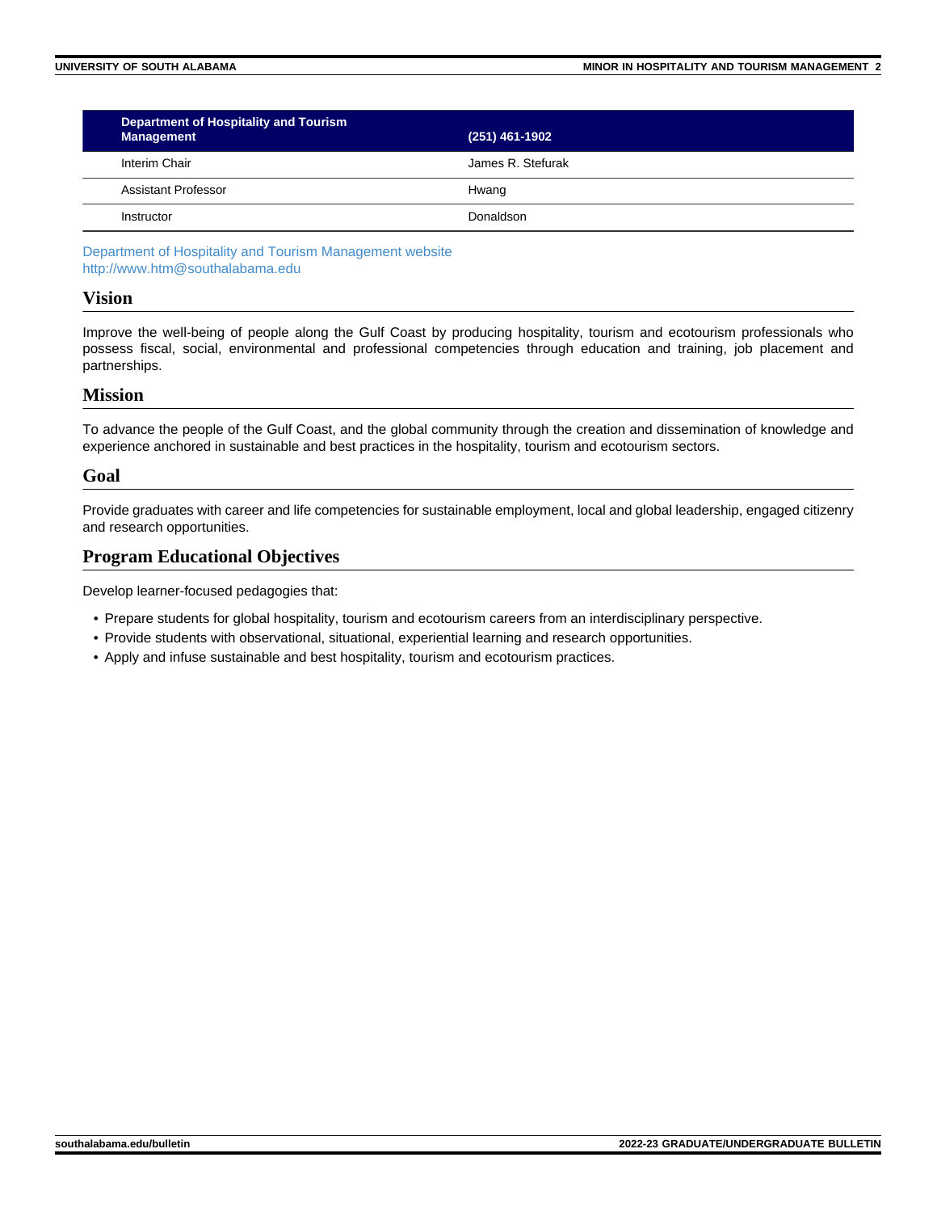| Department of Hospitality and Tourism Management | (251) 461-1902 |
|---|---|
| Interim Chair | James R. Stefurak |
| Assistant Professor | Hwang |
| Instructor | Donaldson |

Department of Hospitality and Tourism Management website
http://www.htm@southalabama.edu

## Vision

Improve the well-being of people along the Gulf Coast by producing hospitality, tourism and ecotourism professionals who possess fiscal, social, environmental and professional competencies through education and training, job placement and partnerships.

## Mission

To advance the people of the Gulf Coast, and the global community through the creation and dissemination of knowledge and experience anchored in sustainable and best practices in the hospitality, tourism and ecotourism sectors.

## Goal

Provide graduates with career and life competencies for sustainable employment, local and global leadership, engaged citizenry and research opportunities.

## Program Educational Objectives

Develop learner-focused pedagogies that:

- Prepare students for global hospitality, tourism and ecotourism careers from an interdisciplinary perspective.
- Provide students with observational, situational, experiential learning and research opportunities.
- Apply and infuse sustainable and best hospitality, tourism and ecotourism practices.